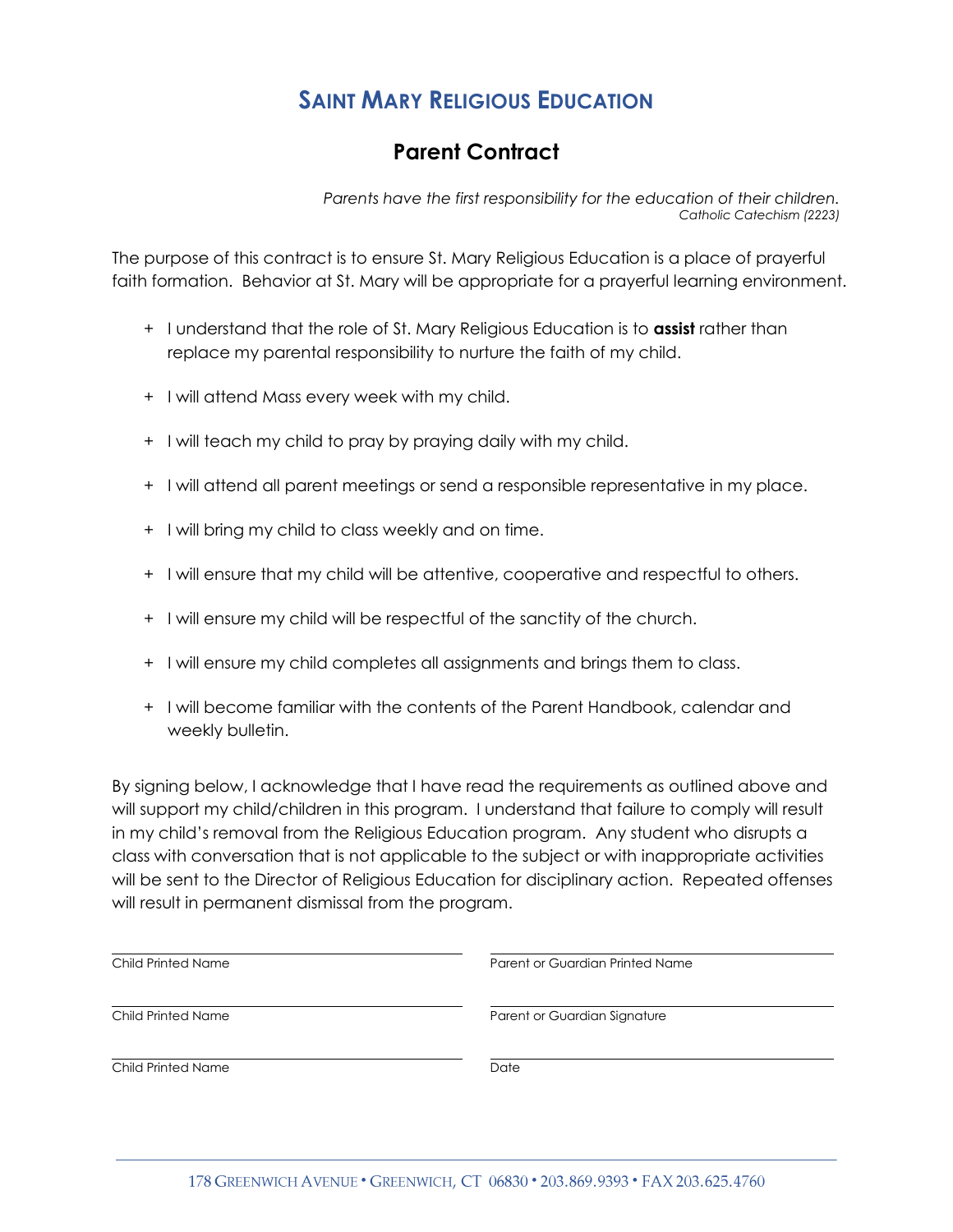# SAINT MARY RELIGIOUS EDUCATION

## Parent Contract

*Parents have the first responsibility for the education of their children.*
*Catholic Catechism (2223)*

The purpose of this contract is to ensure St. Mary Religious Education is a place of prayerful faith formation. Behavior at St. Mary will be appropriate for a prayerful learning environment.

+ I understand that the role of St. Mary Religious Education is to **assist** rather than replace my parental responsibility to nurture the faith of my child.
+ I will attend Mass every week with my child.
+ I will teach my child to pray by praying daily with my child.
+ I will attend all parent meetings or send a responsible representative in my place.
+ I will bring my child to class weekly and on time.
+ I will ensure that my child will be attentive, cooperative and respectful to others.
+ I will ensure my child will be respectful of the sanctity of the church.
+ I will ensure my child completes all assignments and brings them to class.
+ I will become familiar with the contents of the Parent Handbook, calendar and weekly bulletin.

By signing below, I acknowledge that I have read the requirements as outlined above and will support my child/children in this program. I understand that failure to comply will result in my child's removal from the Religious Education program. Any student who disrupts a class with conversation that is not applicable to the subject or with inappropriate activities will be sent to the Director of Religious Education for disciplinary action. Repeated offenses will result in permanent dismissal from the program.

| | |
|---|---|
| Child Printed Name | Parent or Guardian Printed Name |
| Child Printed Name | Parent or Guardian Signature |
| Child Printed Name | Date |

178 GREENWICH AVENUE • GREENWICH, CT 06830 • 203.869.9393 • FAX 203.625.4760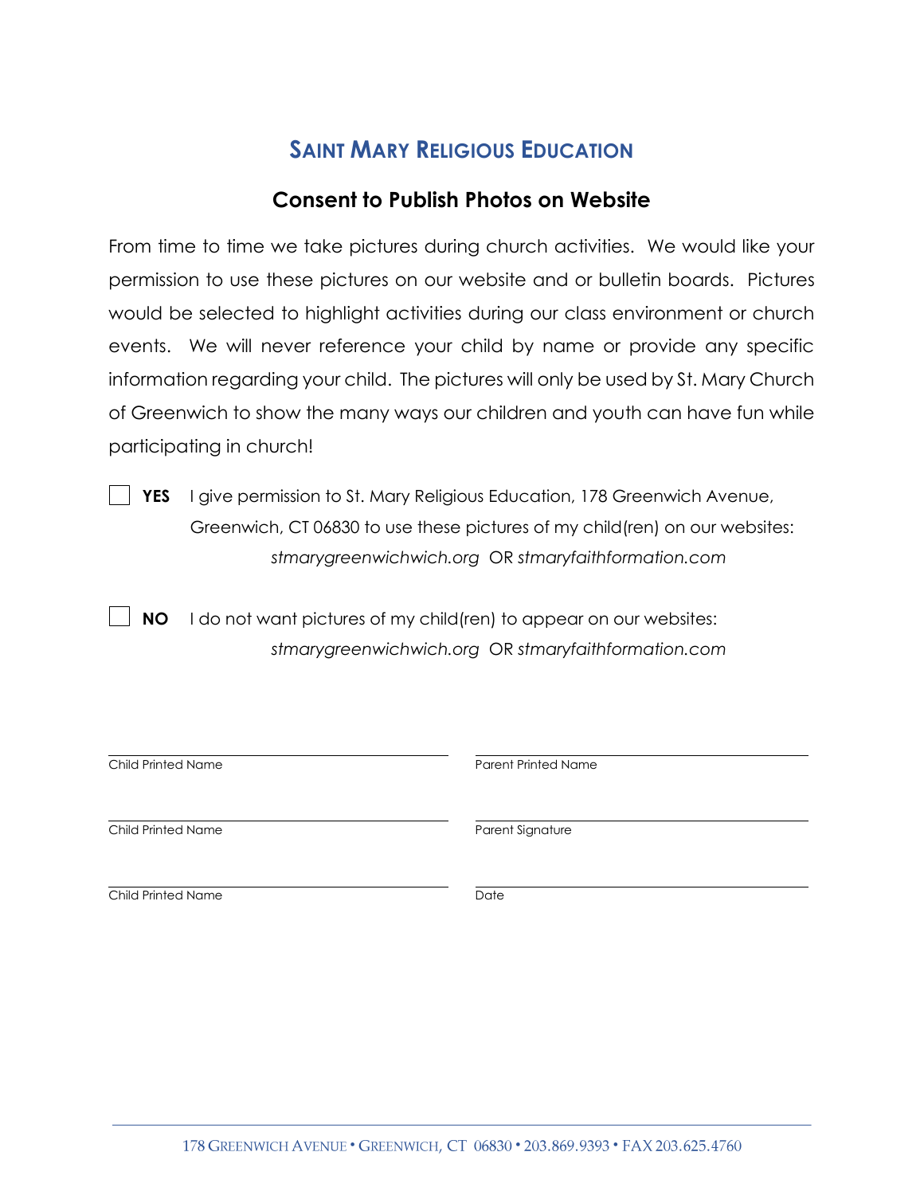# Saint Mary Religious Education

## Consent to Publish Photos on Website

From time to time we take pictures during church activities. We would like your permission to use these pictures on our website and or bulletin boards. Pictures would be selected to highlight activities during our class environment or church events. We will never reference your child by name or provide any specific information regarding your child. The pictures will only be used by St. Mary Church of Greenwich to show the many ways our children and youth can have fun while participating in church!

☐ **YES** I give permission to St. Mary Religious Education, 178 Greenwich Avenue, Greenwich, CT 06830 to use these pictures of my child(ren) on our websites: *stmarygreenwichwich.org* OR *stmaryfaithformation.com*

☐ **NO** I do not want pictures of my child(ren) to appear on our websites: *stmarygreenwichwich.org* OR *stmaryfaithformation.com*

| | |
|---|---|
| Child Printed Name | Parent Printed Name |
| Child Printed Name | Parent Signature |
| Child Printed Name | Date |

178 Greenwich Avenue • Greenwich, CT 06830 • 203.869.9393 • FAX 203.625.4760